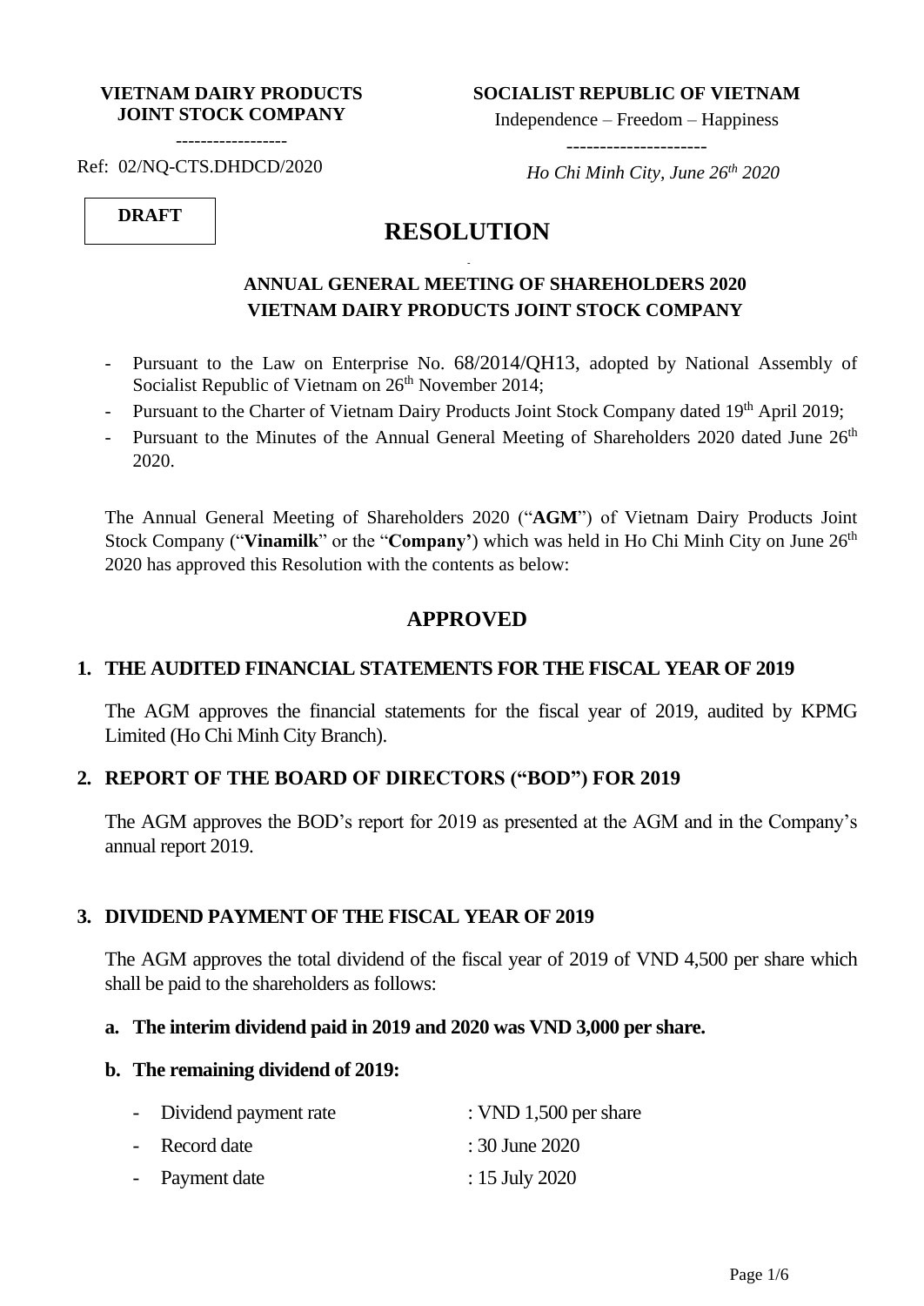**VIETNAM DAIRY PRODUCTS JOINT STOCK COMPANY**

-----------------

Ref: 02/NQ-CTS.DHDCD/2020

**SOCIALIST REPUBLIC OF VIETNAM**

Independence – Freedom – Happiness

---------------------

*Ho Chi Minh City, June 26th 2020*

**DRAFT**

# RESOLUTION

## ANNUAL GENERAL MEETING OF SHAREHOLDERS 2020 VIETNAM DAIRY PRODUCTS JOINT STOCK COMPANY

- Pursuant to the Law on Enterprise No. 68/2014/QH13, adopted by National Assembly of Socialist Republic of Vietnam on 26th November 2014;
- Pursuant to the Charter of Vietnam Dairy Products Joint Stock Company dated 19th April 2019;
- Pursuant to the Minutes of the Annual General Meeting of Shareholders 2020 dated June 26th 2020.

The Annual General Meeting of Shareholders 2020 ("**AGM**") of Vietnam Dairy Products Joint Stock Company ("**Vinamilk**" or the "**Company'**) which was held in Ho Chi Minh City on June 26th 2020 has approved this Resolution with the contents as below:

## APPROVED

### 1. THE AUDITED FINANCIAL STATEMENTS FOR THE FISCAL YEAR OF 2019

The AGM approves the financial statements for the fiscal year of 2019, audited by KPMG Limited (Ho Chi Minh City Branch).

### 2. REPORT OF THE BOARD OF DIRECTORS ("BOD") FOR 2019

The AGM approves the BOD's report for 2019 as presented at the AGM and in the Company's annual report 2019.

### 3. DIVIDEND PAYMENT OF THE FISCAL YEAR OF 2019

The AGM approves the total dividend of the fiscal year of 2019 of VND 4,500 per share which shall be paid to the shareholders as follows:

**a. The interim dividend paid in 2019 and 2020 was VND 3,000 per share.**

**b. The remaining dividend of 2019:**

- Dividend payment rate : VND 1,500 per share
- Record date : 30 June 2020
- Payment date : 15 July 2020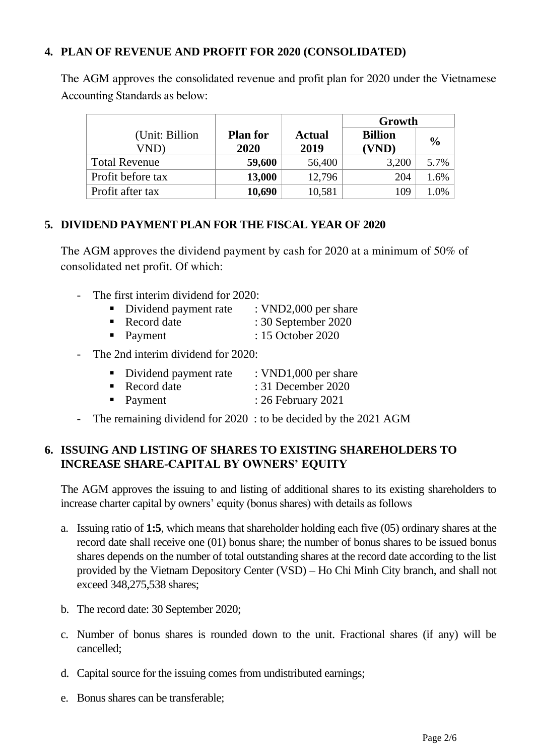## 4. PLAN OF REVENUE AND PROFIT FOR 2020 (CONSOLIDATED)

The AGM approves the consolidated revenue and profit plan for 2020 under the Vietnamese Accounting Standards as below:

| (Unit: Billion VND) | Plan for 2020 | Actual 2019 | Growth | |
|---|---|---|---|---|
| | | | Billion (VND) | % |
| Total Revenue | **59,600** | 56,400 | 3,200 | 5.7% |
| Profit before tax | **13,000** | 12,796 | 204 | 1.6% |
| Profit after tax | **10,690** | 10,581 | 109 | 1.0% |

## 5. DIVIDEND PAYMENT PLAN FOR THE FISCAL YEAR OF 2020

The AGM approves the dividend payment by cash for 2020 at a minimum of 50% of consolidated net profit. Of which:

- The first interim dividend for 2020:
  - Dividend payment rate : VND2,000 per share
  - Record date : 30 September 2020
  - Payment : 15 October 2020
- The 2nd interim dividend for 2020:
  - Dividend payment rate : VND1,000 per share
  - Record date : 31 December 2020
  - Payment : 26 February 2021
- The remaining dividend for 2020 : to be decided by the 2021 AGM

## 6. ISSUING AND LISTING OF SHARES TO EXISTING SHAREHOLDERS TO INCREASE SHARE-CAPITAL BY OWNERS' EQUITY

The AGM approves the issuing to and listing of additional shares to its existing shareholders to increase charter capital by owners' equity (bonus shares) with details as follows

a. Issuing ratio of **1:5**, which means that shareholder holding each five (05) ordinary shares at the record date shall receive one (01) bonus share; the number of bonus shares to be issued bonus shares depends on the number of total outstanding shares at the record date according to the list provided by the Vietnam Depository Center (VSD) – Ho Chi Minh City branch, and shall not exceed 348,275,538 shares;

b. The record date: 30 September 2020;

c. Number of bonus shares is rounded down to the unit. Fractional shares (if any) will be cancelled;

d. Capital source for the issuing comes from undistributed earnings;

e. Bonus shares can be transferable;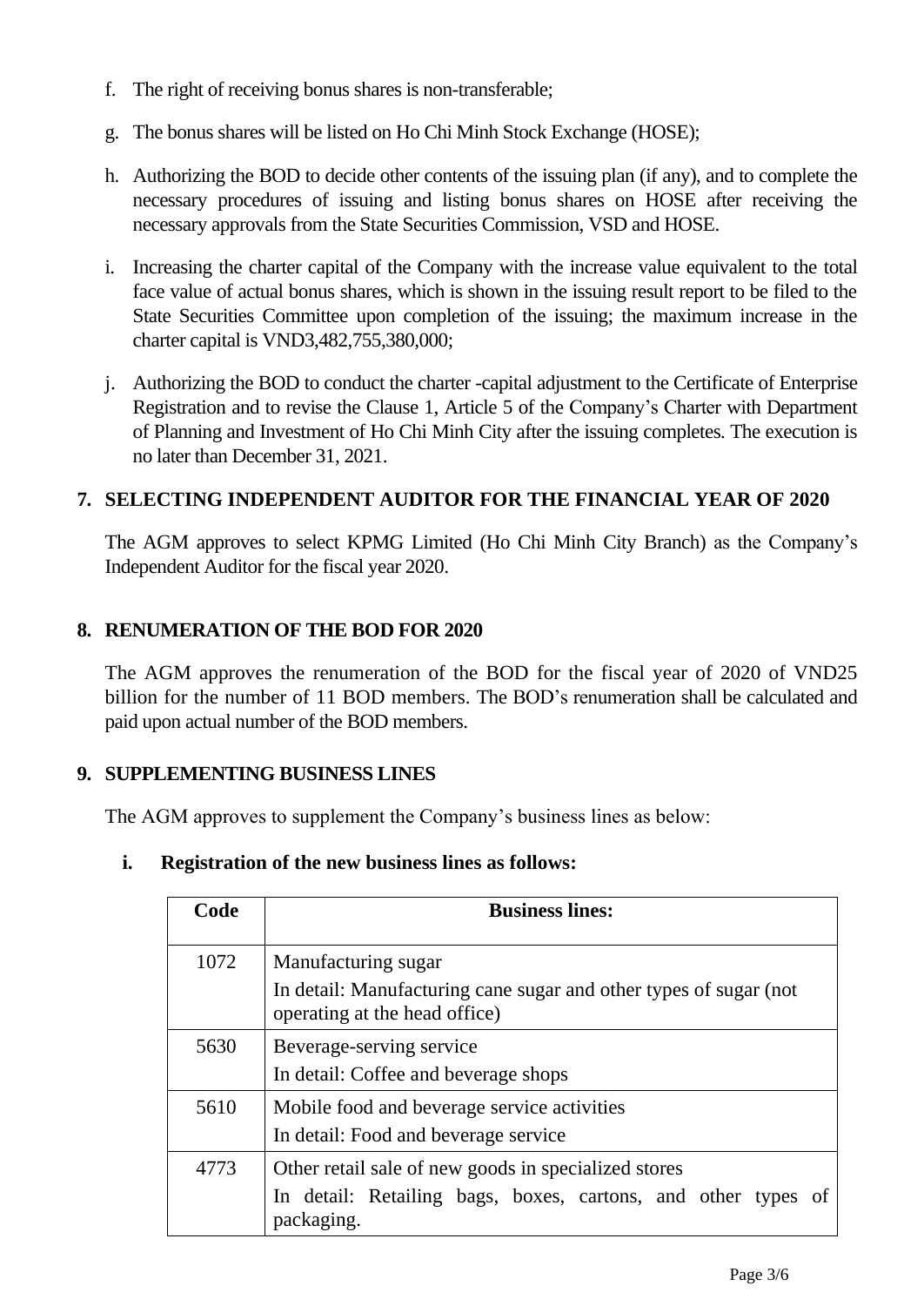f. The right of receiving bonus shares is non-transferable;

g. The bonus shares will be listed on Ho Chi Minh Stock Exchange (HOSE);

h. Authorizing the BOD to decide other contents of the issuing plan (if any), and to complete the necessary procedures of issuing and listing bonus shares on HOSE after receiving the necessary approvals from the State Securities Commission, VSD and HOSE.

i. Increasing the charter capital of the Company with the increase value equivalent to the total face value of actual bonus shares, which is shown in the issuing result report to be filed to the State Securities Committee upon completion of the issuing; the maximum increase in the charter capital is VND3,482,755,380,000;

j. Authorizing the BOD to conduct the charter -capital adjustment to the Certificate of Enterprise Registration and to revise the Clause 1, Article 5 of the Company's Charter with Department of Planning and Investment of Ho Chi Minh City after the issuing completes. The execution is no later than December 31, 2021.

## 7. SELECTING INDEPENDENT AUDITOR FOR THE FINANCIAL YEAR OF 2020

The AGM approves to select KPMG Limited (Ho Chi Minh City Branch) as the Company's Independent Auditor for the fiscal year 2020.

## 8. RENUMERATION OF THE BOD FOR 2020

The AGM approves the renumeration of the BOD for the fiscal year of 2020 of VND25 billion for the number of 11 BOD members. The BOD's renumeration shall be calculated and paid upon actual number of the BOD members.

## 9. SUPPLEMENTING BUSINESS LINES

The AGM approves to supplement the Company's business lines as below:

**i. Registration of the new business lines as follows:**

| Code | Business lines: |
|---|---|
| 1072 | Manufacturing sugar<br>In detail: Manufacturing cane sugar and other types of sugar (not operating at the head office) |
| 5630 | Beverage-serving service<br>In detail: Coffee and beverage shops |
| 5610 | Mobile food and beverage service activities<br>In detail: Food and beverage service |
| 4773 | Other retail sale of new goods in specialized stores<br>In detail: Retailing bags, boxes, cartons, and other types of packaging. |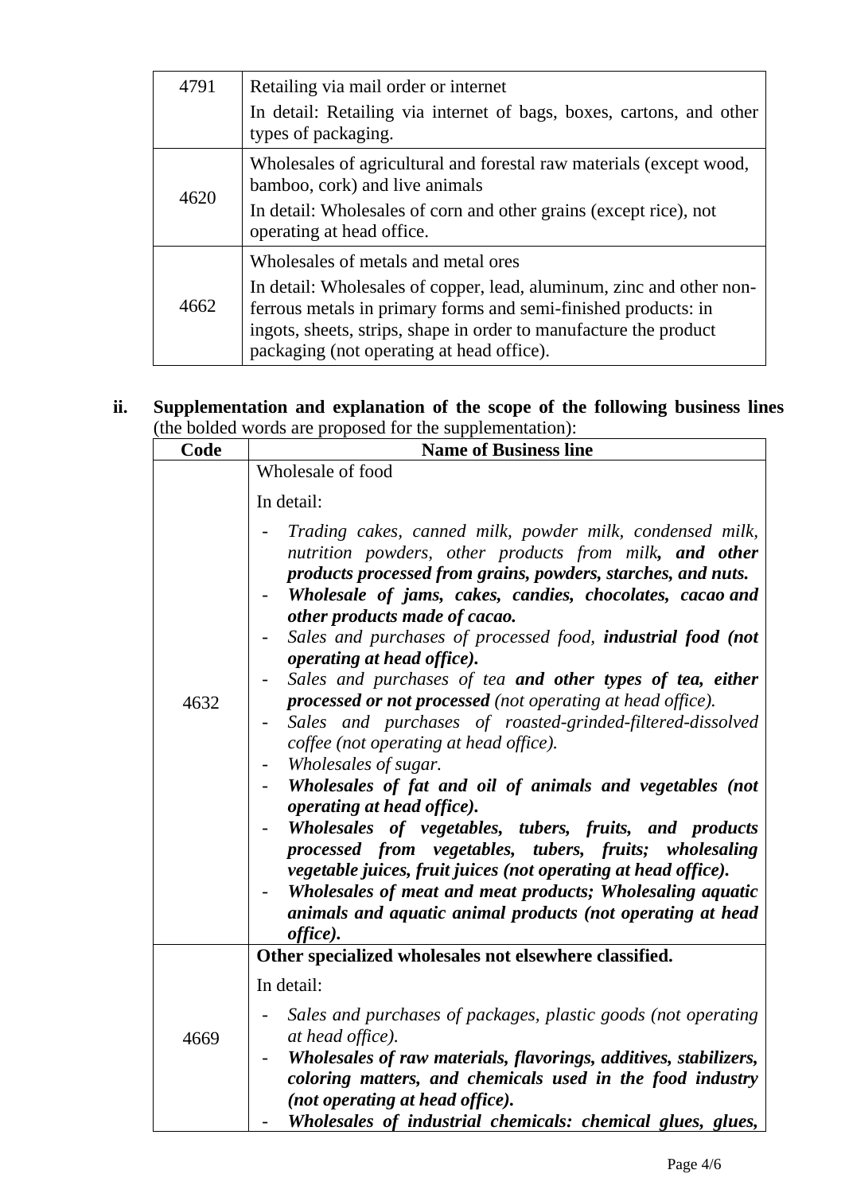| | |
|---|---|
| 4791 | Retailing via mail order or internet<br>In detail: Retailing via internet of bags, boxes, cartons, and other types of packaging. |
| 4620 | Wholesales of agricultural and forestal raw materials (except wood, bamboo, cork) and live animals<br>In detail: Wholesales of corn and other grains (except rice), not operating at head office. |
| 4662 | Wholesales of metals and metal ores<br>In detail: Wholesales of copper, lead, aluminum, zinc and other non-ferrous metals in primary forms and semi-finished products: in ingots, sheets, strips, shape in order to manufacture the product packaging (not operating at head office). |

**ii. Supplementation and explanation of the scope of the following business lines** (the bolded words are proposed for the supplementation):

| Code | Name of Business line |
|---|---|
| 4632 | Wholesale of food<br>In detail:<br>- *Trading cakes, canned milk, powder milk, condensed milk, nutrition powders, other products from milk**, and other products processed from grains, powders, starches, and nuts.***<br>- ***Wholesale of jams, cakes, candies, chocolates, cacao and other products made of cacao.***<br>- *Sales and purchases of processed food, **industrial food (not operating at head office).***<br>- *Sales and purchases of tea **and other types of tea, either processed or not processed** (not operating at head office).*<br>- *Sales and purchases of roasted-grinded-filtered-dissolved coffee (not operating at head office).*<br>- *Wholesales of sugar.*<br>- ***Wholesales of fat and oil of animals and vegetables (not operating at head office).***<br>- ***Wholesales of vegetables, tubers, fruits, and products processed from vegetables, tubers, fruits; wholesaling vegetable juices, fruit juices (not operating at head office).***<br>- ***Wholesales of meat and meat products; Wholesaling aquatic animals and aquatic animal products (not operating at head office).*** |
| 4669 | **Other specialized wholesales not elsewhere classified.**<br>In detail:<br>- *Sales and purchases of packages, plastic goods (not operating at head office).*<br>- ***Wholesales of raw materials, flavorings, additives, stabilizers, coloring matters, and chemicals used in the food industry (not operating at head office).***<br>- ***Wholesales of industrial chemicals: chemical glues, glues,*** |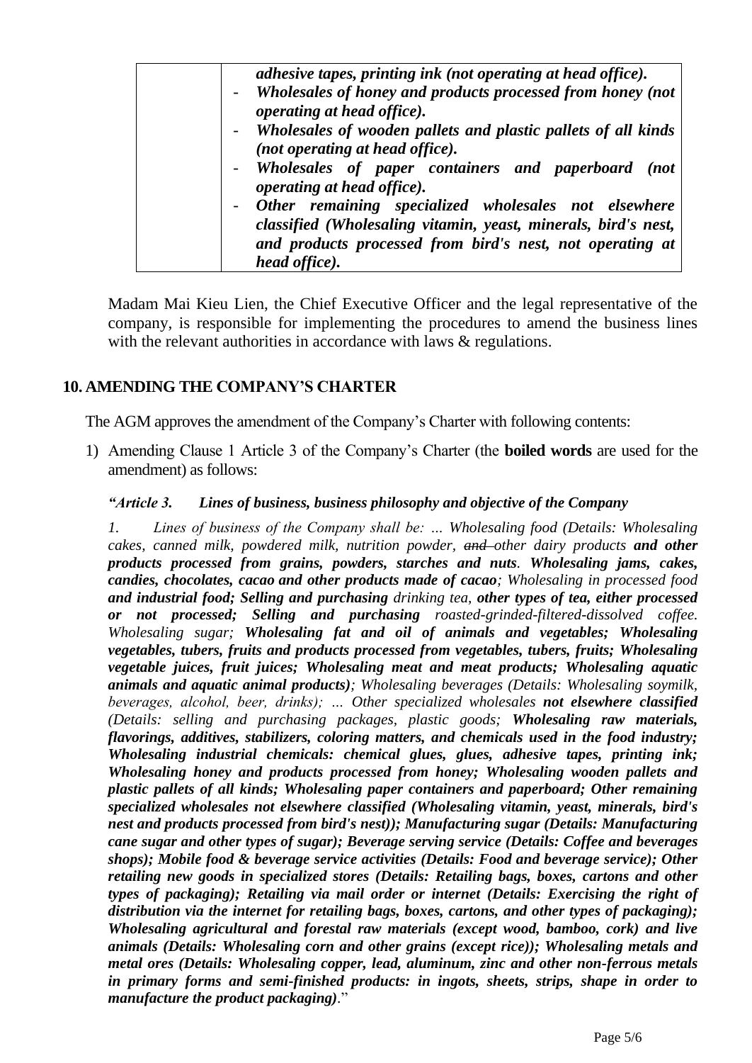| | *adhesive tapes, printing ink (not operating at head office).*<br>- ***Wholesales of honey and products processed from honey (not operating at head office).***<br>- ***Wholesales of wooden pallets and plastic pallets of all kinds (not operating at head office).***<br>- ***Wholesales of paper containers and paperboard (not operating at head office).***<br>- ***Other remaining specialized wholesales not elsewhere classified (Wholesaling vitamin, yeast, minerals, bird's nest, and products processed from bird's nest, not operating at head office).*** |
|---|---|

Madam Mai Kieu Lien, the Chief Executive Officer and the legal representative of the company, is responsible for implementing the procedures to amend the business lines with the relevant authorities in accordance with laws & regulations.

## 10. AMENDING THE COMPANY'S CHARTER

The AGM approves the amendment of the Company's Charter with following contents:

1) Amending Clause 1 Article 3 of the Company's Charter (the **boiled words** are used for the amendment) as follows:

***"Article 3. Lines of business, business philosophy and objective of the Company***

*1. Lines of business of the Company shall be: … Wholesaling food (Details: Wholesaling cakes, canned milk, powdered milk, nutrition powder, ~~and~~ other dairy products* ***and other products processed from grains, powders, starches and nuts****.* ***Wholesaling jams, cakes, candies, chocolates, cacao and other products made of cacao****; Wholesaling in processed food* ***and industrial food; Selling and purchasing*** *drinking tea,* ***other types of tea, either processed or not processed; Selling and purchasing*** *roasted-grinded-filtered-dissolved coffee. Wholesaling sugar;* ***Wholesaling fat and oil of animals and vegetables; Wholesaling vegetables, tubers, fruits and products processed from vegetables, tubers, fruits; Wholesaling vegetable juices, fruit juices; Wholesaling meat and meat products; Wholesaling aquatic animals and aquatic animal products)****; Wholesaling beverages (Details: Wholesaling soymilk, beverages, alcohol, beer, drinks); … Other specialized wholesales* ***not elsewhere classified*** *(Details: selling and purchasing packages, plastic goods;* ***Wholesaling raw materials, flavorings, additives, stabilizers, coloring matters, and chemicals used in the food industry; Wholesaling industrial chemicals: chemical glues, glues, adhesive tapes, printing ink; Wholesaling honey and products processed from honey; Wholesaling wooden pallets and plastic pallets of all kinds; Wholesaling paper containers and paperboard; Other remaining specialized wholesales not elsewhere classified (Wholesaling vitamin, yeast, minerals, bird's nest and products processed from bird's nest)); Manufacturing sugar (Details: Manufacturing cane sugar and other types of sugar); Beverage serving service (Details: Coffee and beverages shops); Mobile food & beverage service activities (Details: Food and beverage service); Other retailing new goods in specialized stores (Details: Retailing bags, boxes, cartons and other types of packaging); Retailing via mail order or internet (Details: Exercising the right of distribution via the internet for retailing bags, boxes, cartons, and other types of packaging); Wholesaling agricultural and forestal raw materials (except wood, bamboo, cork) and live animals (Details: Wholesaling corn and other grains (except rice)); Wholesaling metals and metal ores (Details: Wholesaling copper, lead, aluminum, zinc and other non-ferrous metals in primary forms and semi-finished products: in ingots, sheets, strips, shape in order to manufacture the product packaging)****."*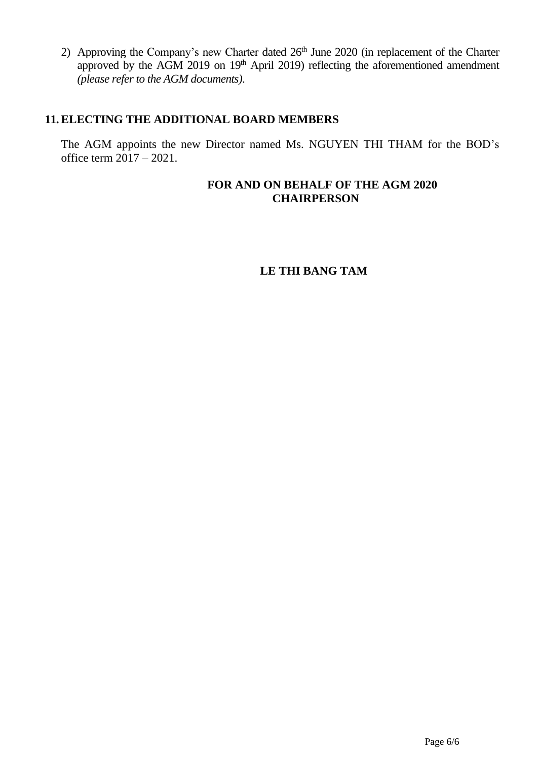2) Approving the Company's new Charter dated 26th June 2020 (in replacement of the Charter approved by the AGM 2019 on 19th April 2019) reflecting the aforementioned amendment *(please refer to the AGM documents).*

## 11. ELECTING THE ADDITIONAL BOARD MEMBERS

The AGM appoints the new Director named Ms. NGUYEN THI THAM for the BOD's office term 2017 – 2021.

**FOR AND ON BEHALF OF THE AGM 2020**
**CHAIRPERSON**

**LE THI BANG TAM**